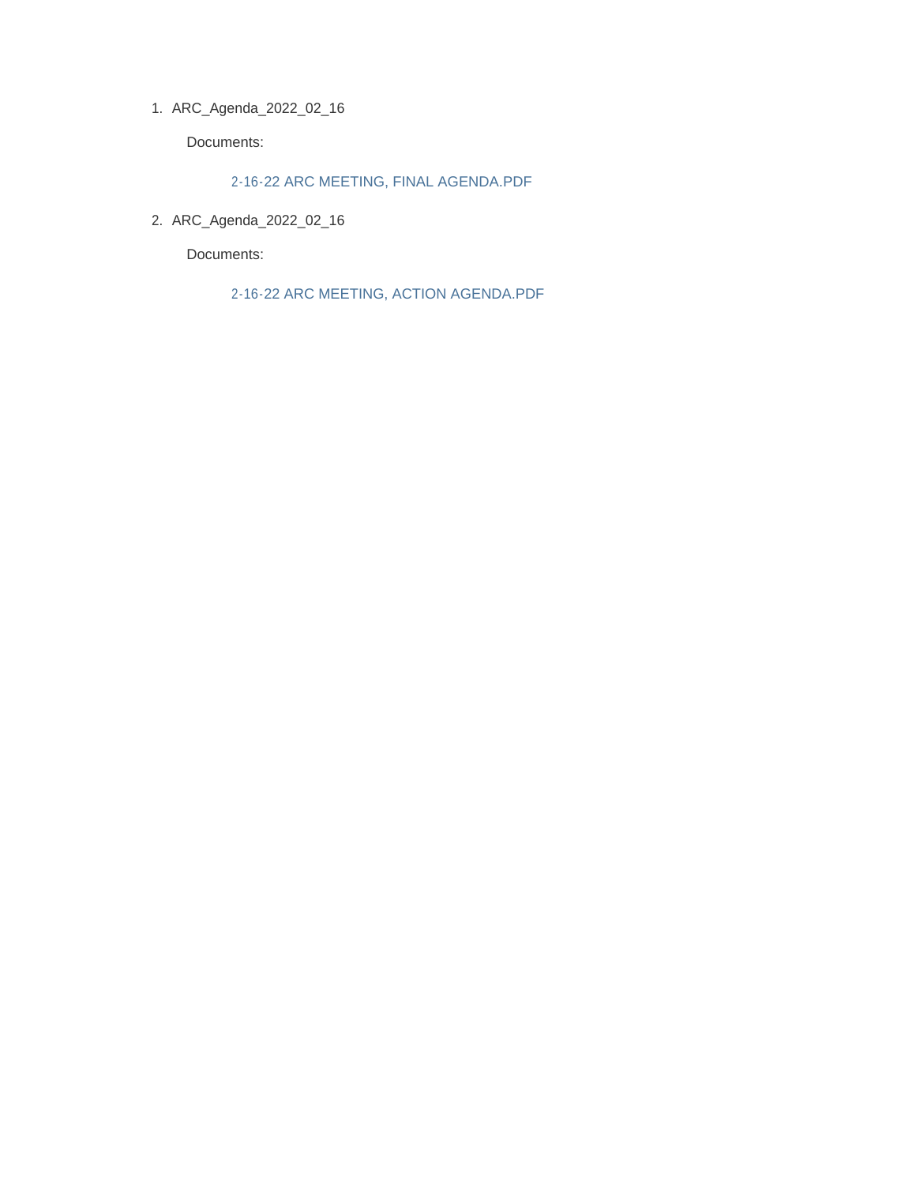1. ARC_Agenda_2022_02_16

   Documents:

   2-16-22 ARC MEETING, FINAL AGENDA.PDF

2. ARC_Agenda_2022_02_16

   Documents:

   2-16-22 ARC MEETING, ACTION AGENDA.PDF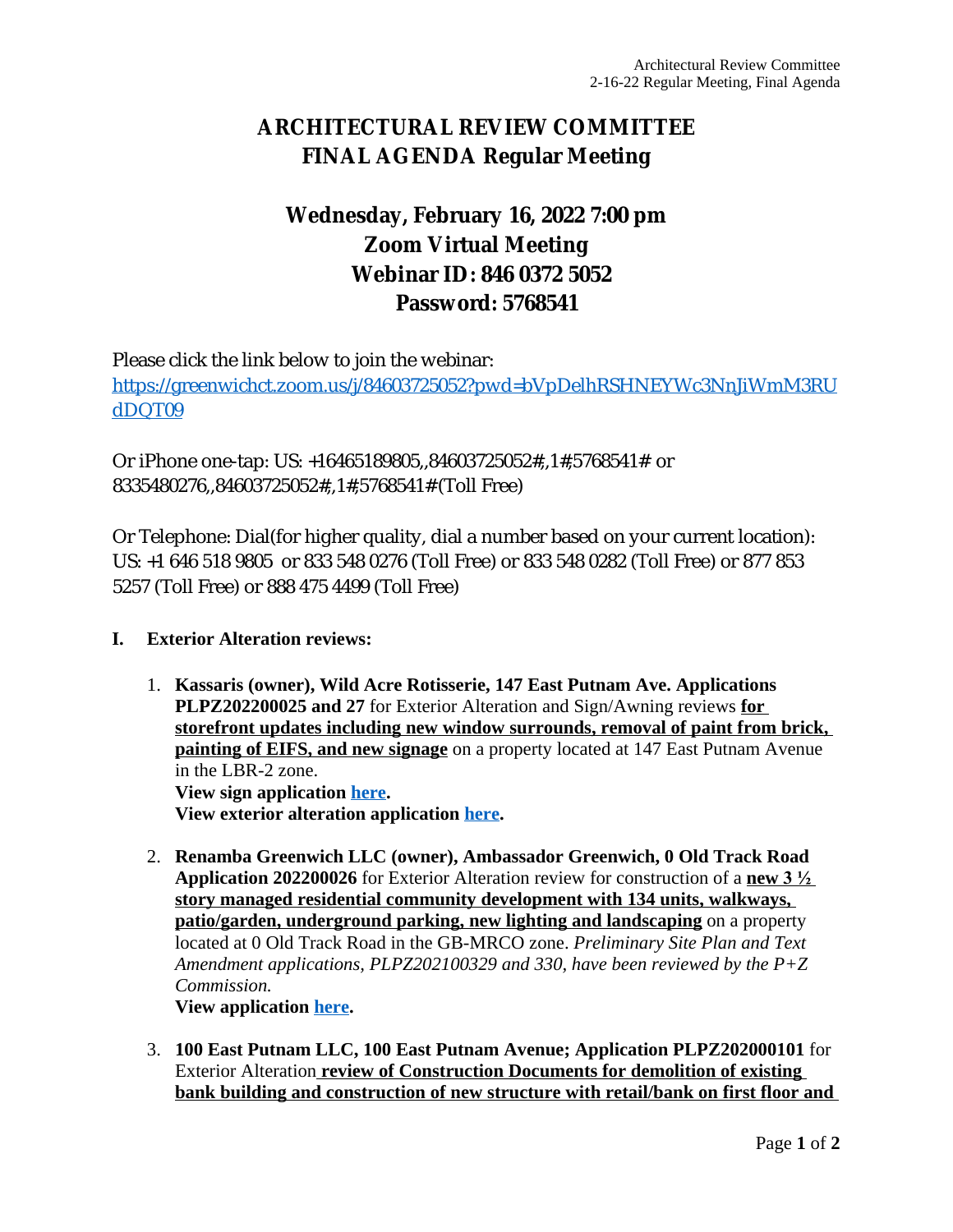# ARCHITECTURAL REVIEW COMMITTEE
# FINAL AGENDA Regular Meeting

## Wednesday, February 16, 2022 7:00 pm
## Zoom Virtual Meeting
## Webinar ID: 846 0372 5052
## Password: 5768541

Please click the link below to join the webinar:
https://greenwichct.zoom.us/j/84603725052?pwd=bVpDelhRSHNEYWc3NnJiWmM3RUdDQT09

Or iPhone one-tap: US: +16465189805,,84603725052#,,1#,5768541# or 8335480276,,84603725052#,,1#,5768541# (Toll Free)

Or Telephone: Dial(for higher quality, dial a number based on your current location): US: +1 646 518 9805 or 833 548 0276 (Toll Free) or 833 548 0282 (Toll Free) or 877 853 5257 (Toll Free) or 888 475 4499 (Toll Free)

**I. Exterior Alteration reviews:**

1. **Kassaris (owner), Wild Acre Rotisserie, 147 East Putnam Ave. Applications PLPZ202200025 and 27** for Exterior Alteration and Sign/Awning reviews **for storefront updates including new window surrounds, removal of paint from brick, painting of EIFS, and new signage** on a property located at 147 East Putnam Avenue in the LBR-2 zone.
   **View sign application here.**
   **View exterior alteration application here.**

2. **Renamba Greenwich LLC (owner), Ambassador Greenwich, 0 Old Track Road Application 202200026** for Exterior Alteration review for construction of a **new 3 ½ story managed residential community development with 134 units, walkways, patio/garden, underground parking, new lighting and landscaping** on a property located at 0 Old Track Road in the GB-MRCO zone. *Preliminary Site Plan and Text Amendment applications, PLPZ202100329 and 330, have been reviewed by the P+Z Commission.*
   **View application here.**

3. **100 East Putnam LLC, 100 East Putnam Avenue; Application PLPZ202000101** for Exterior Alteration **review of Construction Documents for demolition of existing bank building and construction of new structure with retail/bank on first floor and**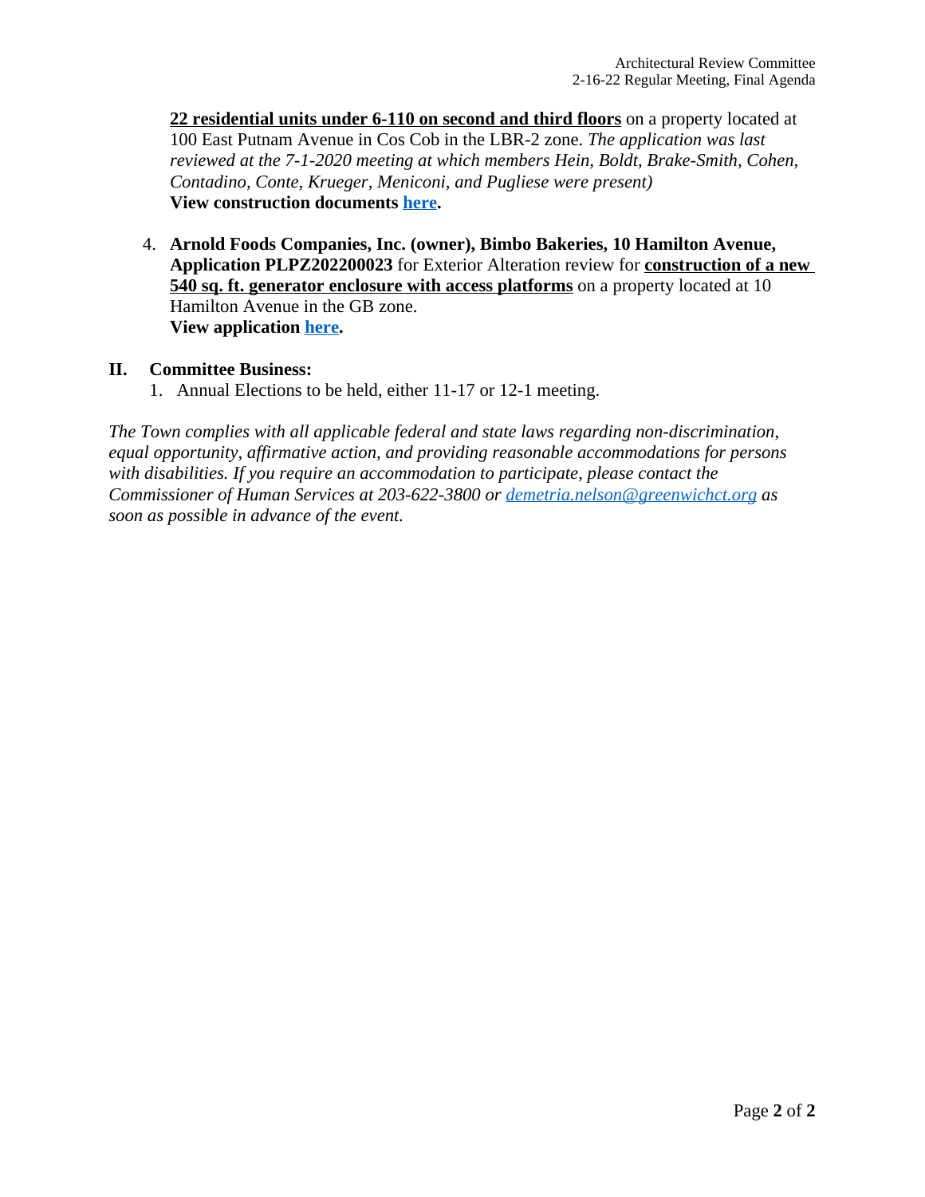**22 residential units under 6-110 on second and third floors** on a property located at 100 East Putnam Avenue in Cos Cob in the LBR-2 zone. *The application was last reviewed at the 7-1-2020 meeting at which members Hein, Boldt, Brake-Smith, Cohen, Contadino, Conte, Krueger, Meniconi, and Pugliese were present)*
**View construction documents here.**

4. **Arnold Foods Companies, Inc. (owner), Bimbo Bakeries, 10 Hamilton Avenue, Application PLPZ202200023** for Exterior Alteration review for **construction of a new 540 sq. ft. generator enclosure with access platforms** on a property located at 10 Hamilton Avenue in the GB zone.
**View application here.**

## II. Committee Business:

1. Annual Elections to be held, either 11-17 or 12-1 meeting.

*The Town complies with all applicable federal and state laws regarding non-discrimination, equal opportunity, affirmative action, and providing reasonable accommodations for persons with disabilities. If you require an accommodation to participate, please contact the Commissioner of Human Services at 203-622-3800 or demetria.nelson@greenwichct.org as soon as possible in advance of the event.*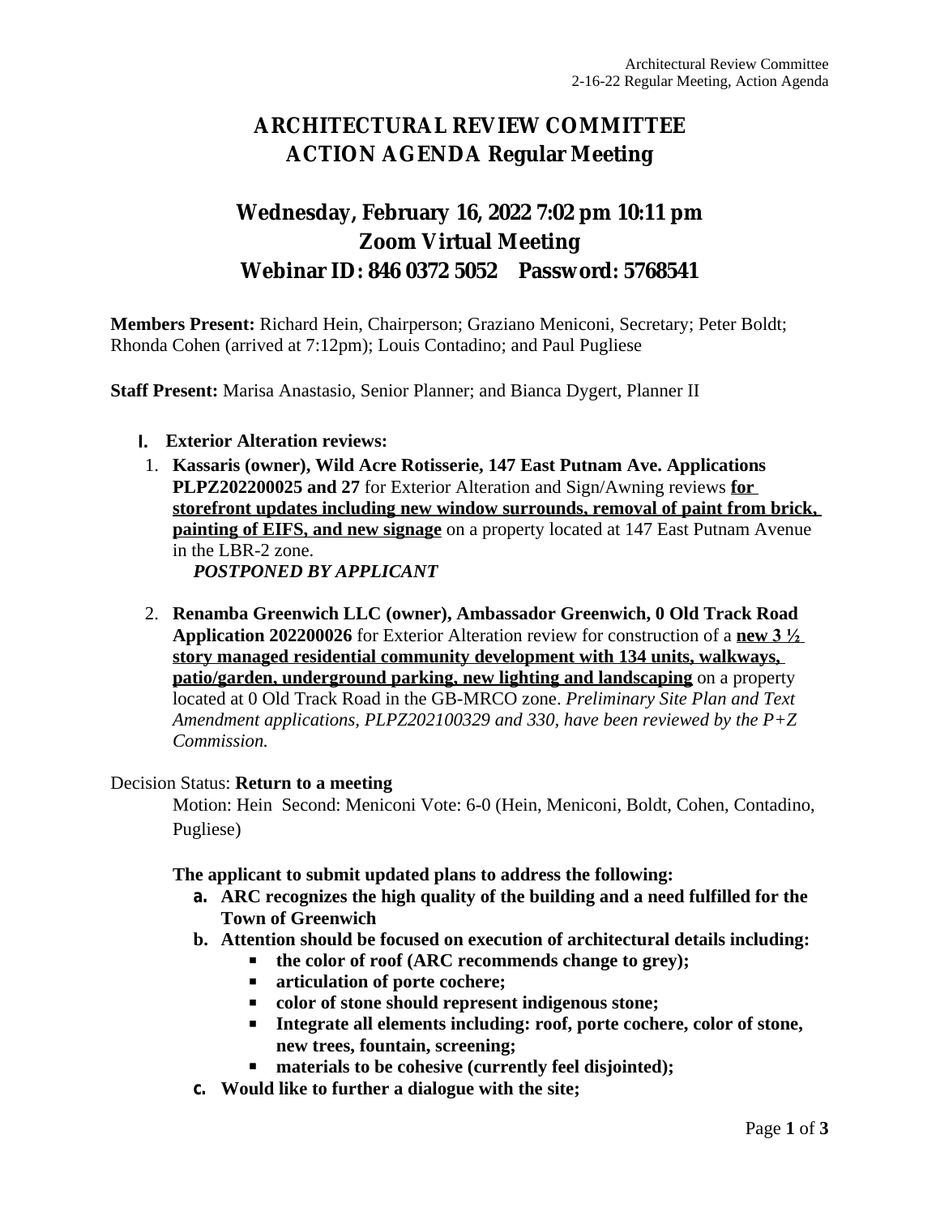# ARCHITECTURAL REVIEW COMMITTEE
# ACTION AGENDA Regular Meeting

## Wednesday, February 16, 2022 7:02 pm 10:11 pm
## Zoom Virtual Meeting
## Webinar ID: 846 0372 5052 Password: 5768541

**Members Present:** Richard Hein, Chairperson; Graziano Meniconi, Secretary; Peter Boldt; Rhonda Cohen (arrived at 7:12pm); Louis Contadino; and Paul Pugliese

**Staff Present:** Marisa Anastasio, Senior Planner; and Bianca Dygert, Planner II

**I. Exterior Alteration reviews:**

1. **Kassaris (owner), Wild Acre Rotisserie, 147 East Putnam Ave. Applications PLPZ202200025 and 27** for Exterior Alteration and Sign/Awning reviews **<u>for storefront updates including new window surrounds, removal of paint from brick, painting of EIFS, and new signage</u>** on a property located at 147 East Putnam Avenue in the LBR-2 zone.
   ***POSTPONED BY APPLICANT***

2. **Renamba Greenwich LLC (owner), Ambassador Greenwich, 0 Old Track Road Application 202200026** for Exterior Alteration review for construction of a **<u>new 3 ½ story managed residential community development with 134 units, walkways, patio/garden, underground parking, new lighting and landscaping</u>** on a property located at 0 Old Track Road in the GB-MRCO zone. *Preliminary Site Plan and Text Amendment applications, PLPZ202100329 and 330, have been reviewed by the P+Z Commission.*

Decision Status: **Return to a meeting**

Motion: Hein Second: Meniconi Vote: 6-0 (Hein, Meniconi, Boldt, Cohen, Contadino, Pugliese)

**The applicant to submit updated plans to address the following:**

a. **ARC recognizes the high quality of the building and a need fulfilled for the Town of Greenwich**
b. **Attention should be focused on execution of architectural details including:**
   - **the color of roof (ARC recommends change to grey);**
   - **articulation of porte cochere;**
   - **color of stone should represent indigenous stone;**
   - **Integrate all elements including: roof, porte cochere, color of stone, new trees, fountain, screening;**
   - **materials to be cohesive (currently feel disjointed);**
c. **Would like to further a dialogue with the site;**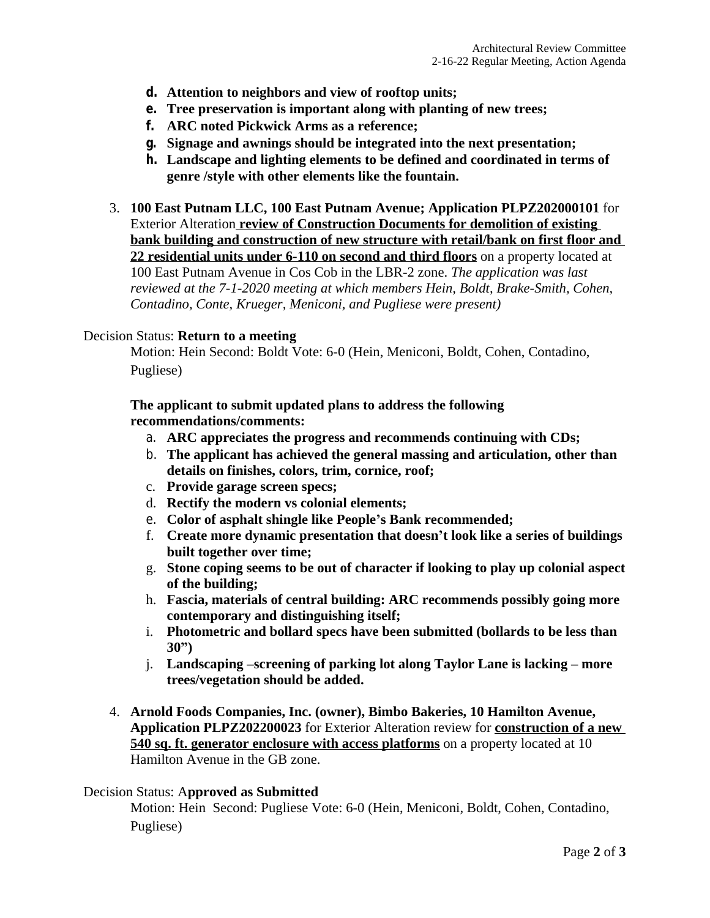d. **Attention to neighbors and view of rooftop units;**
e. **Tree preservation is important along with planting of new trees;**
f. **ARC noted Pickwick Arms as a reference;**
g. **Signage and awnings should be integrated into the next presentation;**
h. **Landscape and lighting elements to be defined and coordinated in terms of genre /style with other elements like the fountain.**

3. **100 East Putnam LLC, 100 East Putnam Avenue; Application PLPZ202000101** for Exterior Alteration **review of Construction Documents for demolition of existing bank building and construction of new structure with retail/bank on first floor and 22 residential units under 6-110 on second and third floors** on a property located at 100 East Putnam Avenue in Cos Cob in the LBR-2 zone. *The application was last reviewed at the 7-1-2020 meeting at which members Hein, Boldt, Brake-Smith, Cohen, Contadino, Conte, Krueger, Meniconi, and Pugliese were present)*

Decision Status: **Return to a meeting**

Motion: Hein Second: Boldt Vote: 6-0 (Hein, Meniconi, Boldt, Cohen, Contadino, Pugliese)

**The applicant to submit updated plans to address the following recommendations/comments:**

a. **ARC appreciates the progress and recommends continuing with CDs;**
b. **The applicant has achieved the general massing and articulation, other than details on finishes, colors, trim, cornice, roof;**
c. **Provide garage screen specs;**
d. **Rectify the modern vs colonial elements;**
e. **Color of asphalt shingle like People's Bank recommended;**
f. **Create more dynamic presentation that doesn't look like a series of buildings built together over time;**
g. **Stone coping seems to be out of character if looking to play up colonial aspect of the building;**
h. **Fascia, materials of central building: ARC recommends possibly going more contemporary and distinguishing itself;**
i. **Photometric and bollard specs have been submitted (bollards to be less than 30")**
j. **Landscaping –screening of parking lot along Taylor Lane is lacking – more trees/vegetation should be added.**

4. **Arnold Foods Companies, Inc. (owner), Bimbo Bakeries, 10 Hamilton Avenue, Application PLPZ202200023** for Exterior Alteration review for **construction of a new 540 sq. ft. generator enclosure with access platforms** on a property located at 10 Hamilton Avenue in the GB zone.

Decision Status: A**pproved as Submitted**

Motion: Hein Second: Pugliese Vote: 6-0 (Hein, Meniconi, Boldt, Cohen, Contadino, Pugliese)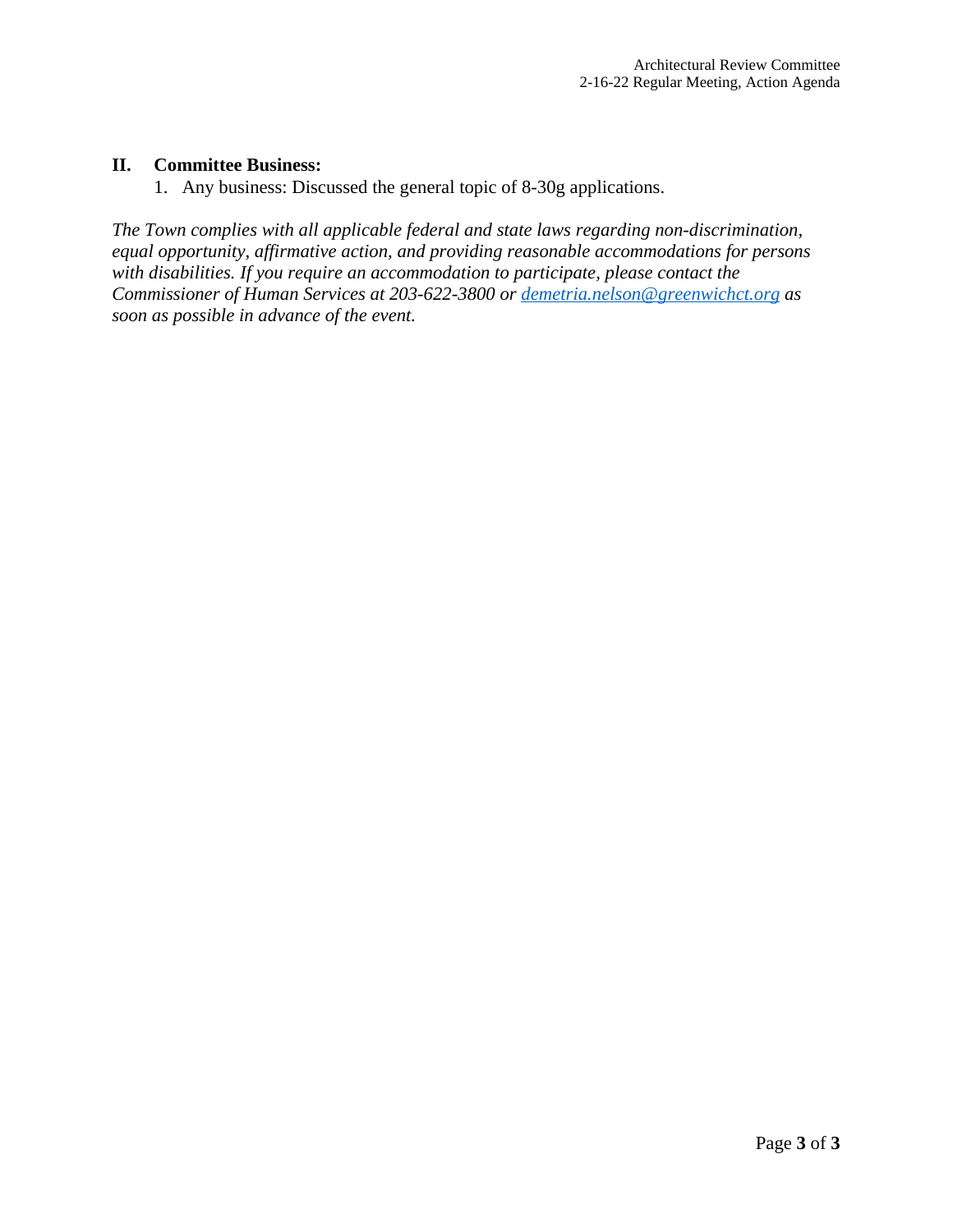## II. Committee Business:

1. Any business: Discussed the general topic of 8-30g applications.

*The Town complies with all applicable federal and state laws regarding non-discrimination, equal opportunity, affirmative action, and providing reasonable accommodations for persons with disabilities. If you require an accommodation to participate, please contact the Commissioner of Human Services at 203-622-3800 or [demetria.nelson@greenwichct.org](mailto:demetria.nelson@greenwichct.org) as soon as possible in advance of the event.*